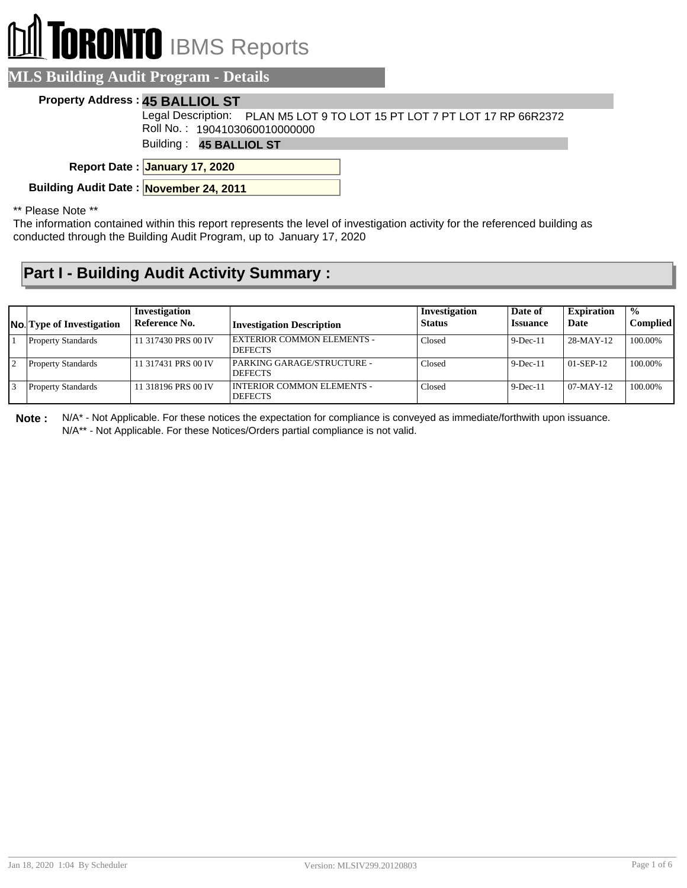# TORONTO IBMS Reports

## MLS Building Audit Program - Details

**Property Address :** **45 BALLIOL ST**

Legal Description: PLAN M5 LOT 9 TO LOT 15 PT LOT 7 PT LOT 17 RP 66R2372

Roll No. : 1904103060010000000

Building : **45 BALLIOL ST**

**Report Date :** **January 17, 2020**

**Building Audit Date :** **November 24, 2011**

** Please Note **

The information contained within this report represents the level of investigation activity for the referenced building as conducted through the Building Audit Program, up to January 17, 2020

## Part I - Building Audit Activity Summary :

| No. | Type of Investigation | Investigation Reference No. | Investigation Description | Investigation Status | Date of Issuance | Expiration Date | % Complied |
|---|---|---|---|---|---|---|---|
| 1 | Property Standards | 11 317430 PRS 00 IV | EXTERIOR COMMON ELEMENTS - DEFECTS | Closed | 9-Dec-11 | 28-MAY-12 | 100.00% |
| 2 | Property Standards | 11 317431 PRS 00 IV | PARKING GARAGE/STRUCTURE - DEFECTS | Closed | 9-Dec-11 | 01-SEP-12 | 100.00% |
| 3 | Property Standards | 11 318196 PRS 00 IV | INTERIOR COMMON ELEMENTS - DEFECTS | Closed | 9-Dec-11 | 07-MAY-12 | 100.00% |

**Note :** N/A* - Not Applicable. For these notices the expectation for compliance is conveyed as immediate/forthwith upon issuance.
N/A** - Not Applicable. For these Notices/Orders partial compliance is not valid.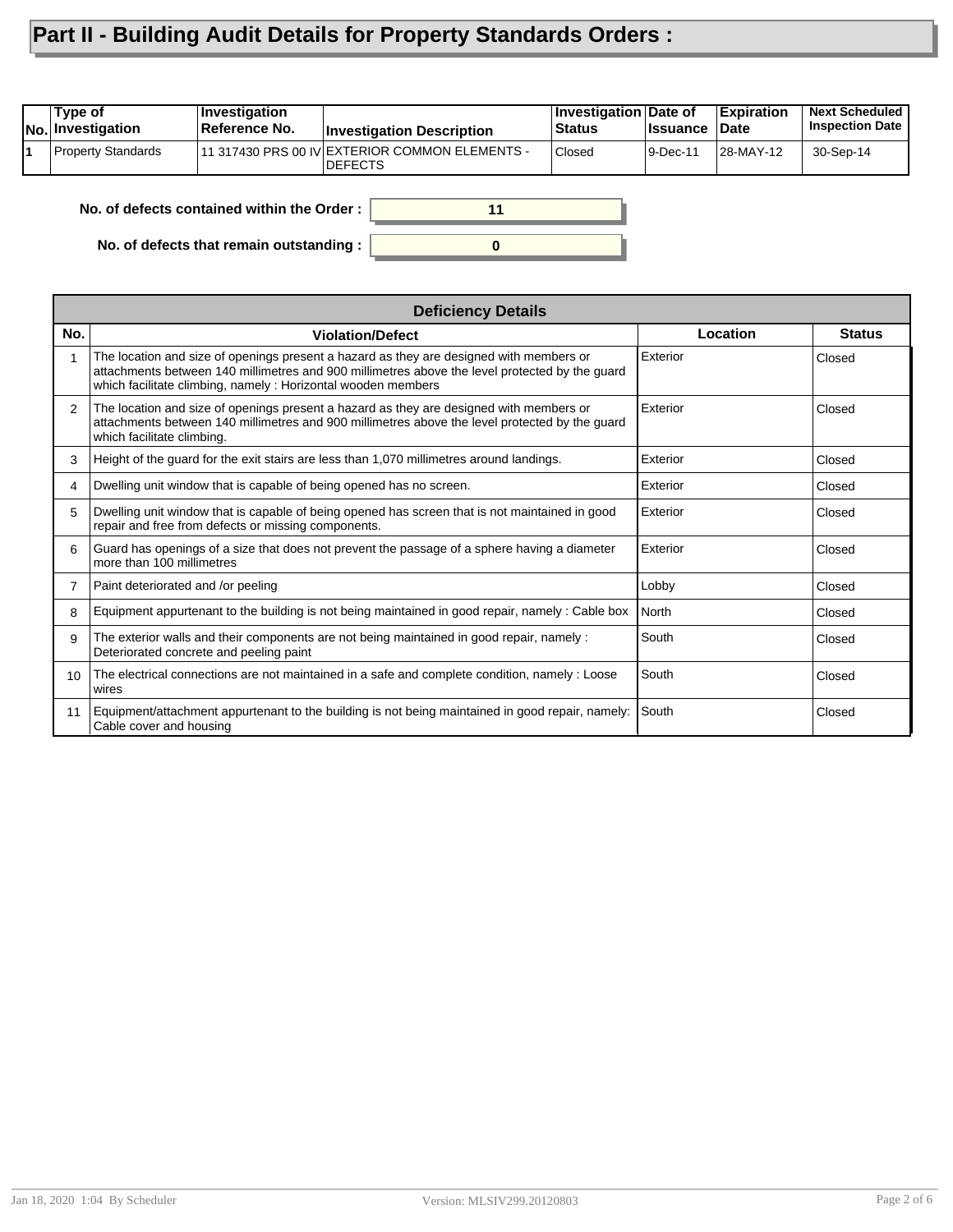# Part II - Building Audit Details for Property Standards Orders :

| No. | Type of Investigation | Investigation Reference No. | Investigation Description | Investigation Status | Date of Issuance | Expiration Date | Next Scheduled Inspection Date |
|---|---|---|---|---|---|---|---|
| 1 | Property Standards | 11 317430 PRS 00 IV | EXTERIOR COMMON ELEMENTS - DEFECTS | Closed | 9-Dec-11 | 28-MAY-12 | 30-Sep-14 |

**No. of defects contained within the Order :** 11

**No. of defects that remain outstanding :** 0

| Deficiency Details | | | |
|---|---|---|---|
| **No.** | **Violation/Defect** | **Location** | **Status** |
| 1 | The location and size of openings present a hazard as they are designed with members or attachments between 140 millimetres and 900 millimetres above the level protected by the guard which facilitate climbing, namely : Horizontal wooden members | Exterior | Closed |
| 2 | The location and size of openings present a hazard as they are designed with members or attachments between 140 millimetres and 900 millimetres above the level protected by the guard which facilitate climbing. | Exterior | Closed |
| 3 | Height of the guard for the exit stairs are less than 1,070 millimetres around landings. | Exterior | Closed |
| 4 | Dwelling unit window that is capable of being opened has no screen. | Exterior | Closed |
| 5 | Dwelling unit window that is capable of being opened has screen that is not maintained in good repair and free from defects or missing components. | Exterior | Closed |
| 6 | Guard has openings of a size that does not prevent the passage of a sphere having a diameter more than 100 millimetres | Exterior | Closed |
| 7 | Paint deteriorated and /or peeling | Lobby | Closed |
| 8 | Equipment appurtenant to the building is not being maintained in good repair, namely : Cable box | North | Closed |
| 9 | The exterior walls and their components are not being maintained in good repair, namely : Deteriorated concrete and peeling paint | South | Closed |
| 10 | The electrical connections are not maintained in a safe and complete condition, namely : Loose wires | South | Closed |
| 11 | Equipment/attachment appurtenant to the building is not being maintained in good repair, namely: Cable cover and housing | South | Closed |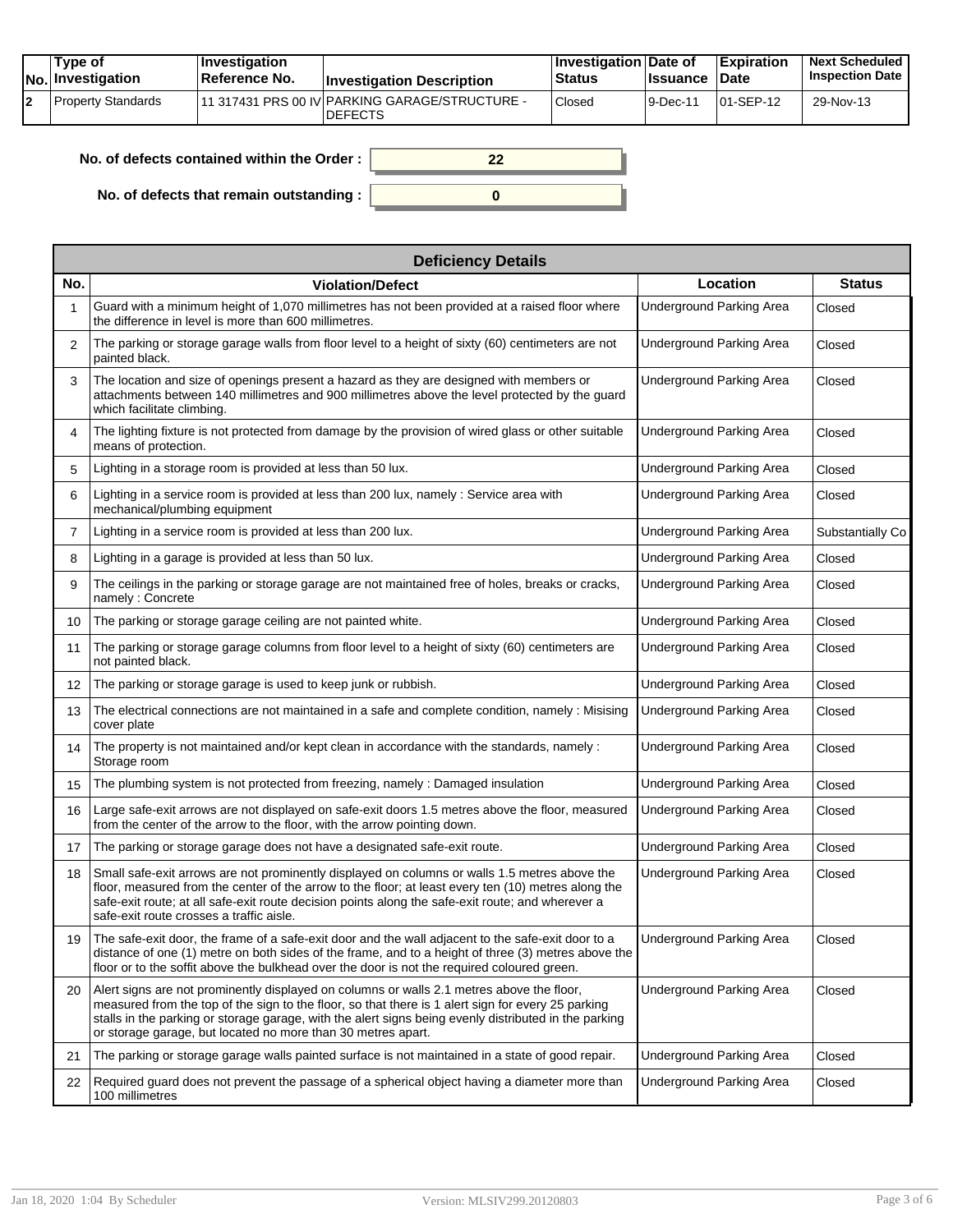| No. | Type of Investigation | Investigation Reference No. | Investigation Description | Investigation Status | Date of Issuance | Expiration Date | Next Scheduled Inspection Date |
|---|---|---|---|---|---|---|---|
| 2 | Property Standards | 11 317431 PRS 00 IV | PARKING GARAGE/STRUCTURE - DEFECTS | Closed | 9-Dec-11 | 01-SEP-12 | 29-Nov-13 |

**No. of defects contained within the Order :** 22

**No. of defects that remain outstanding :** 0

| Deficiency Details | | | |
|---|---|---|---|
| **No.** | **Violation/Defect** | **Location** | **Status** |
| 1 | Guard with a minimum height of 1,070 millimetres has not been provided at a raised floor where the difference in level is more than 600 millimetres. | Underground Parking Area | Closed |
| 2 | The parking or storage garage walls from floor level to a height of sixty (60) centimeters are not painted black. | Underground Parking Area | Closed |
| 3 | The location and size of openings present a hazard as they are designed with members or attachments between 140 millimetres and 900 millimetres above the level protected by the guard which facilitate climbing. | Underground Parking Area | Closed |
| 4 | The lighting fixture is not protected from damage by the provision of wired glass or other suitable means of protection. | Underground Parking Area | Closed |
| 5 | Lighting in a storage room is provided at less than 50 lux. | Underground Parking Area | Closed |
| 6 | Lighting in a service room is provided at less than 200 lux, namely : Service area with mechanical/plumbing equipment | Underground Parking Area | Closed |
| 7 | Lighting in a service room is provided at less than 200 lux. | Underground Parking Area | Substantially Co |
| 8 | Lighting in a garage is provided at less than 50 lux. | Underground Parking Area | Closed |
| 9 | The ceilings in the parking or storage garage are not maintained free of holes, breaks or cracks, namely : Concrete | Underground Parking Area | Closed |
| 10 | The parking or storage garage ceiling are not painted white. | Underground Parking Area | Closed |
| 11 | The parking or storage garage columns from floor level to a height of sixty (60) centimeters are not painted black. | Underground Parking Area | Closed |
| 12 | The parking or storage garage is used to keep junk or rubbish. | Underground Parking Area | Closed |
| 13 | The electrical connections are not maintained in a safe and complete condition, namely : Misising cover plate | Underground Parking Area | Closed |
| 14 | The property is not maintained and/or kept clean in accordance with the standards, namely : Storage room | Underground Parking Area | Closed |
| 15 | The plumbing system is not protected from freezing, namely : Damaged insulation | Underground Parking Area | Closed |
| 16 | Large safe-exit arrows are not displayed on safe-exit doors 1.5 metres above the floor, measured from the center of the arrow to the floor, with the arrow pointing down. | Underground Parking Area | Closed |
| 17 | The parking or storage garage does not have a designated safe-exit route. | Underground Parking Area | Closed |
| 18 | Small safe-exit arrows are not prominently displayed on columns or walls 1.5 metres above the floor, measured from the center of the arrow to the floor; at least every ten (10) metres along the safe-exit route; at all safe-exit route decision points along the safe-exit route; and wherever a safe-exit route crosses a traffic aisle. | Underground Parking Area | Closed |
| 19 | The safe-exit door, the frame of a safe-exit door and the wall adjacent to the safe-exit door to a distance of one (1) metre on both sides of the frame, and to a height of three (3) metres above the floor or to the soffit above the bulkhead over the door is not the required coloured green. | Underground Parking Area | Closed |
| 20 | Alert signs are not prominently displayed on columns or walls 2.1 metres above the floor, measured from the top of the sign to the floor, so that there is 1 alert sign for every 25 parking stalls in the parking or storage garage, with the alert signs being evenly distributed in the parking or storage garage, but located no more than 30 metres apart. | Underground Parking Area | Closed |
| 21 | The parking or storage garage walls painted surface is not maintained in a state of good repair. | Underground Parking Area | Closed |
| 22 | Required guard does not prevent the passage of a spherical object having a diameter more than 100 millimetres | Underground Parking Area | Closed |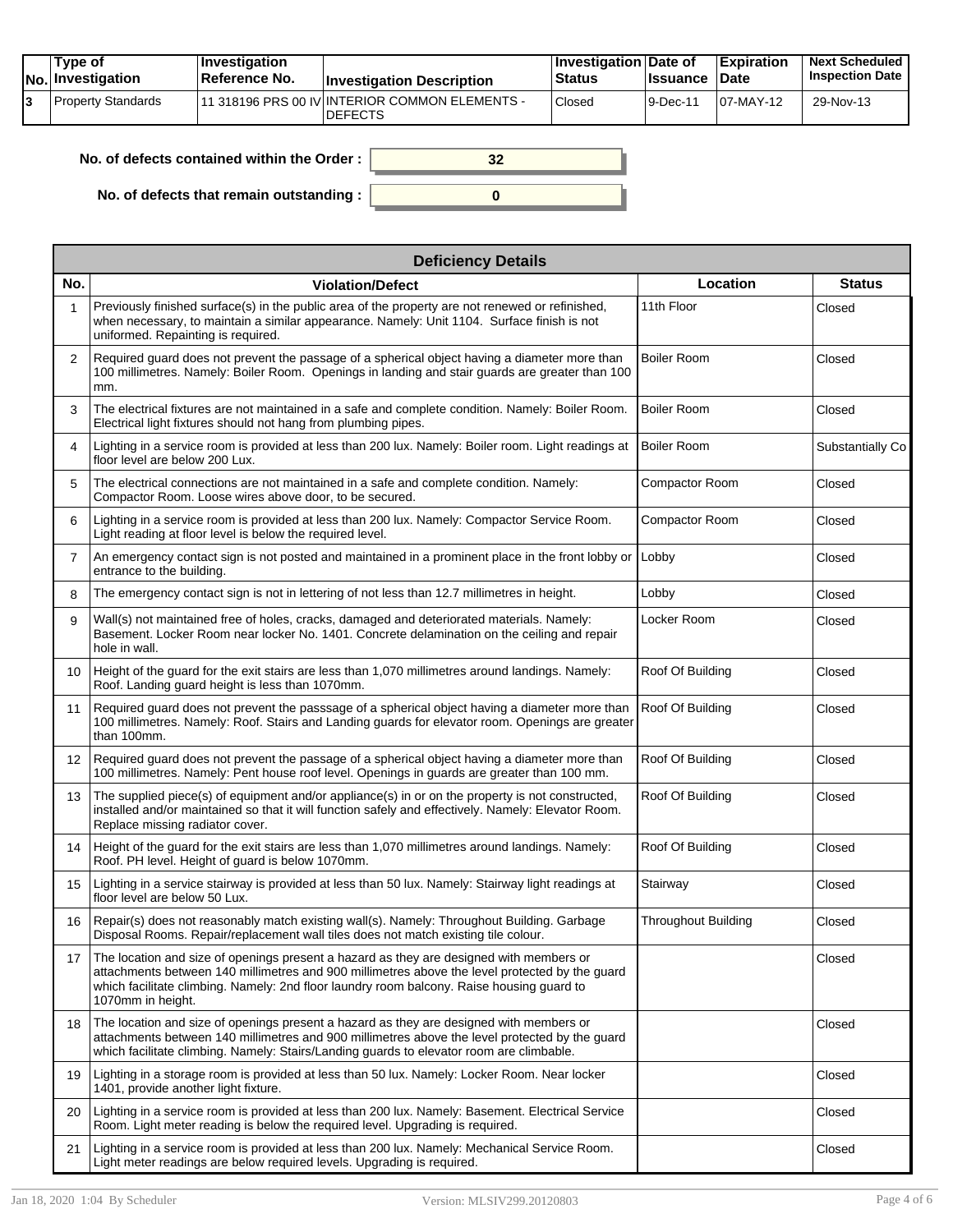| No. | Type of Investigation | Investigation Reference No. | Investigation Description | Investigation Status | Date of Issuance | Expiration Date | Next Scheduled Inspection Date |
|---|---|---|---|---|---|---|---|
| 3 | Property Standards | 11 318196 PRS 00 IV | INTERIOR COMMON ELEMENTS - DEFECTS | Closed | 9-Dec-11 | 07-MAY-12 | 29-Nov-13 |

**No. of defects contained within the Order :** 32

**No. of defects that remain outstanding :** 0

| Deficiency Details | | | |
|---|---|---|---|
| **No.** | **Violation/Defect** | **Location** | **Status** |
| 1 | Previously finished surface(s) in the public area of the property are not renewed or refinished, when necessary, to maintain a similar appearance. Namely: Unit 1104. Surface finish is not uniformed. Repainting is required. | 11th Floor | Closed |
| 2 | Required guard does not prevent the passage of a spherical object having a diameter more than 100 millimetres. Namely: Boiler Room. Openings in landing and stair guards are greater than 100 mm. | Boiler Room | Closed |
| 3 | The electrical fixtures are not maintained in a safe and complete condition. Namely: Boiler Room. Electrical light fixtures should not hang from plumbing pipes. | Boiler Room | Closed |
| 4 | Lighting in a service room is provided at less than 200 lux. Namely: Boiler room. Light readings at floor level are below 200 Lux. | Boiler Room | Substantially Co |
| 5 | The electrical connections are not maintained in a safe and complete condition. Namely: Compactor Room. Loose wires above door, to be secured. | Compactor Room | Closed |
| 6 | Lighting in a service room is provided at less than 200 lux. Namely: Compactor Service Room. Light reading at floor level is below the required level. | Compactor Room | Closed |
| 7 | An emergency contact sign is not posted and maintained in a prominent place in the front lobby or entrance to the building. | Lobby | Closed |
| 8 | The emergency contact sign is not in lettering of not less than 12.7 millimetres in height. | Lobby | Closed |
| 9 | Wall(s) not maintained free of holes, cracks, damaged and deteriorated materials. Namely: Basement. Locker Room near locker No. 1401. Concrete delamination on the ceiling and repair hole in wall. | Locker Room | Closed |
| 10 | Height of the guard for the exit stairs are less than 1,070 millimetres around landings. Namely: Roof. Landing guard height is less than 1070mm. | Roof Of Building | Closed |
| 11 | Required guard does not prevent the passsage of a spherical object having a diameter more than 100 millimetres. Namely: Roof. Stairs and Landing guards for elevator room. Openings are greater than 100mm. | Roof Of Building | Closed |
| 12 | Required guard does not prevent the passage of a spherical object having a diameter more than 100 millimetres. Namely: Pent house roof level. Openings in guards are greater than 100 mm. | Roof Of Building | Closed |
| 13 | The supplied piece(s) of equipment and/or appliance(s) in or on the property is not constructed, installed and/or maintained so that it will function safely and effectively. Namely: Elevator Room. Replace missing radiator cover. | Roof Of Building | Closed |
| 14 | Height of the guard for the exit stairs are less than 1,070 millimetres around landings. Namely: Roof. PH level. Height of guard is below 1070mm. | Roof Of Building | Closed |
| 15 | Lighting in a service stairway is provided at less than 50 lux. Namely: Stairway light readings at floor level are below 50 Lux. | Stairway | Closed |
| 16 | Repair(s) does not reasonably match existing wall(s). Namely: Throughout Building. Garbage Disposal Rooms. Repair/replacement wall tiles does not match existing tile colour. | Throughout Building | Closed |
| 17 | The location and size of openings present a hazard as they are designed with members or attachments between 140 millimetres and 900 millimetres above the level protected by the guard which facilitate climbing. Namely: 2nd floor laundry room balcony. Raise housing guard to 1070mm in height. | | Closed |
| 18 | The location and size of openings present a hazard as they are designed with members or attachments between 140 millimetres and 900 millimetres above the level protected by the guard which facilitate climbing. Namely: Stairs/Landing guards to elevator room are climbable. | | Closed |
| 19 | Lighting in a storage room is provided at less than 50 lux. Namely: Locker Room. Near locker 1401, provide another light fixture. | | Closed |
| 20 | Lighting in a service room is provided at less than 200 lux. Namely: Basement. Electrical Service Room. Light meter reading is below the required level. Upgrading is required. | | Closed |
| 21 | Lighting in a service room is provided at less than 200 lux. Namely: Mechanical Service Room. Light meter readings are below required levels. Upgrading is required. | | Closed |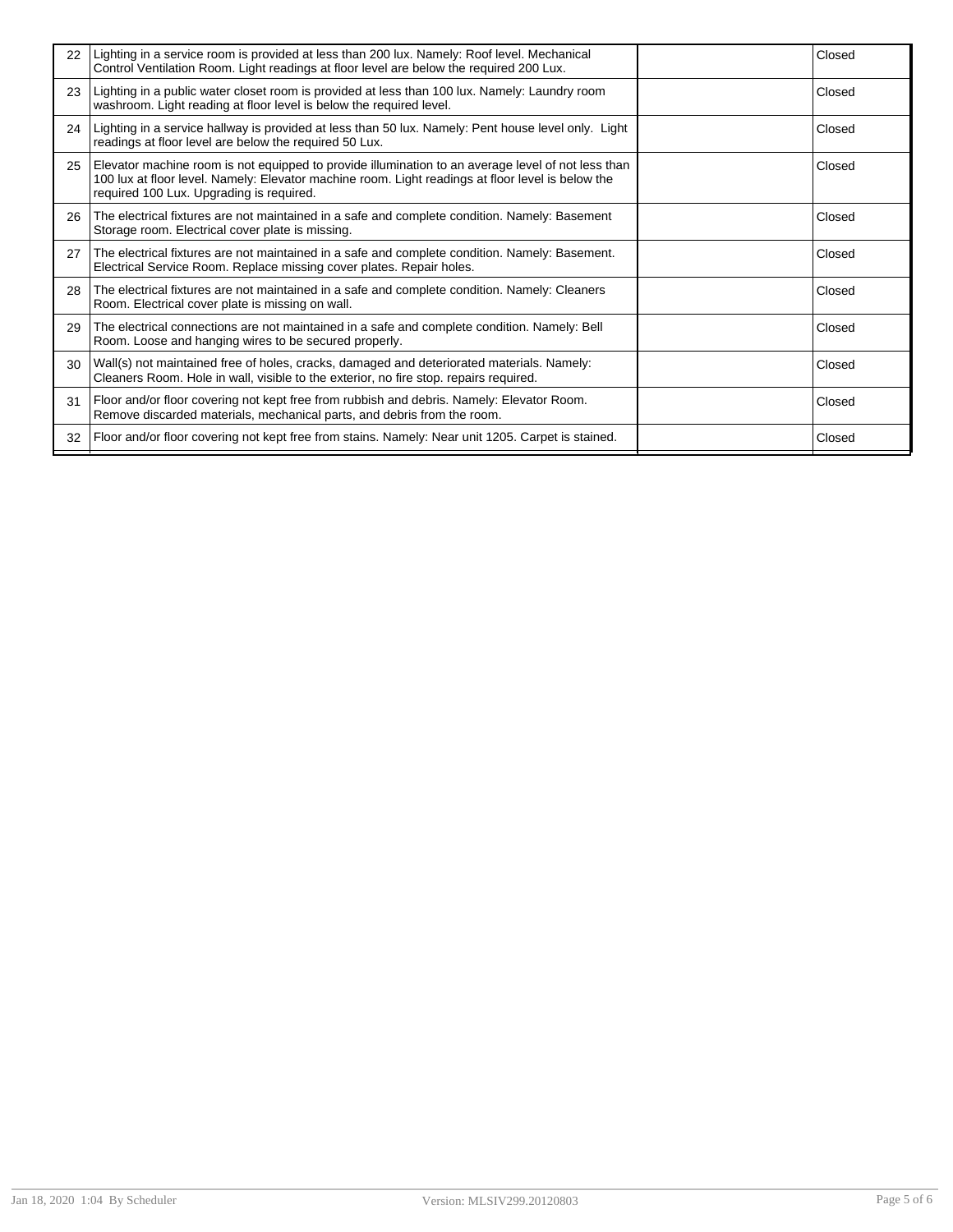| | | | |
|---|---|---|---|
| 22 | Lighting in a service room is provided at less than 200 lux. Namely: Roof level. Mechanical Control Ventilation Room. Light readings at floor level are below the required 200 Lux. | | Closed |
| 23 | Lighting in a public water closet room is provided at less than 100 lux. Namely: Laundry room washroom. Light reading at floor level is below the required level. | | Closed |
| 24 | Lighting in a service hallway is provided at less than 50 lux. Namely: Pent house level only. Light readings at floor level are below the required 50 Lux. | | Closed |
| 25 | Elevator machine room is not equipped to provide illumination to an average level of not less than 100 lux at floor level. Namely: Elevator machine room. Light readings at floor level is below the required 100 Lux. Upgrading is required. | | Closed |
| 26 | The electrical fixtures are not maintained in a safe and complete condition. Namely: Basement Storage room. Electrical cover plate is missing. | | Closed |
| 27 | The electrical fixtures are not maintained in a safe and complete condition. Namely: Basement. Electrical Service Room. Replace missing cover plates. Repair holes. | | Closed |
| 28 | The electrical fixtures are not maintained in a safe and complete condition. Namely: Cleaners Room. Electrical cover plate is missing on wall. | | Closed |
| 29 | The electrical connections are not maintained in a safe and complete condition. Namely: Bell Room. Loose and hanging wires to be secured properly. | | Closed |
| 30 | Wall(s) not maintained free of holes, cracks, damaged and deteriorated materials. Namely: Cleaners Room. Hole in wall, visible to the exterior, no fire stop. repairs required. | | Closed |
| 31 | Floor and/or floor covering not kept free from rubbish and debris. Namely: Elevator Room. Remove discarded materials, mechanical parts, and debris from the room. | | Closed |
| 32 | Floor and/or floor covering not kept free from stains. Namely: Near unit 1205. Carpet is stained. | | Closed |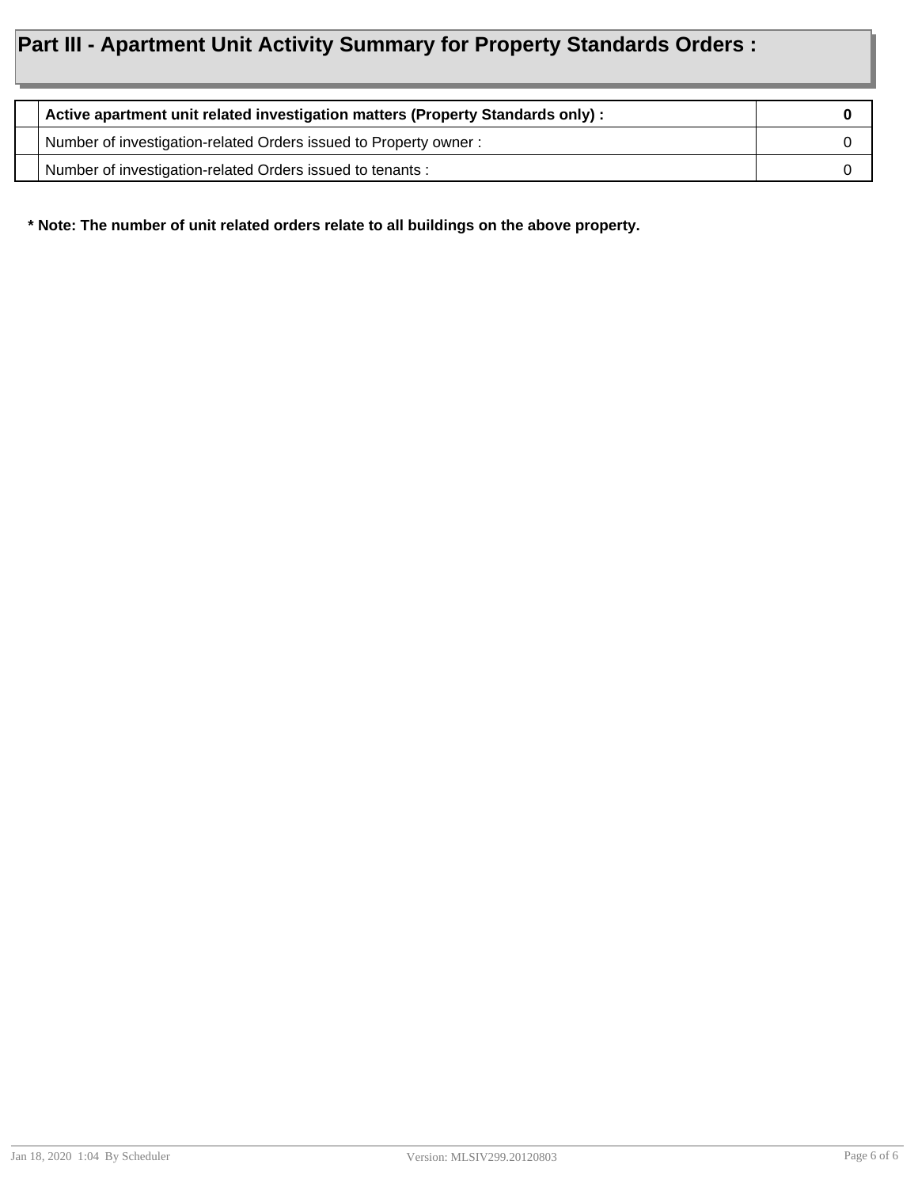## Part III - Apartment Unit Activity Summary for Property Standards Orders :

| | | |
|---|---|---|
| | **Active apartment unit related investigation matters (Property Standards only) :** | **0** |
| | Number of investigation-related Orders issued to Property owner : | 0 |
| | Number of investigation-related Orders issued to tenants : | 0 |

**\* Note: The number of unit related orders relate to all buildings on the above property.**